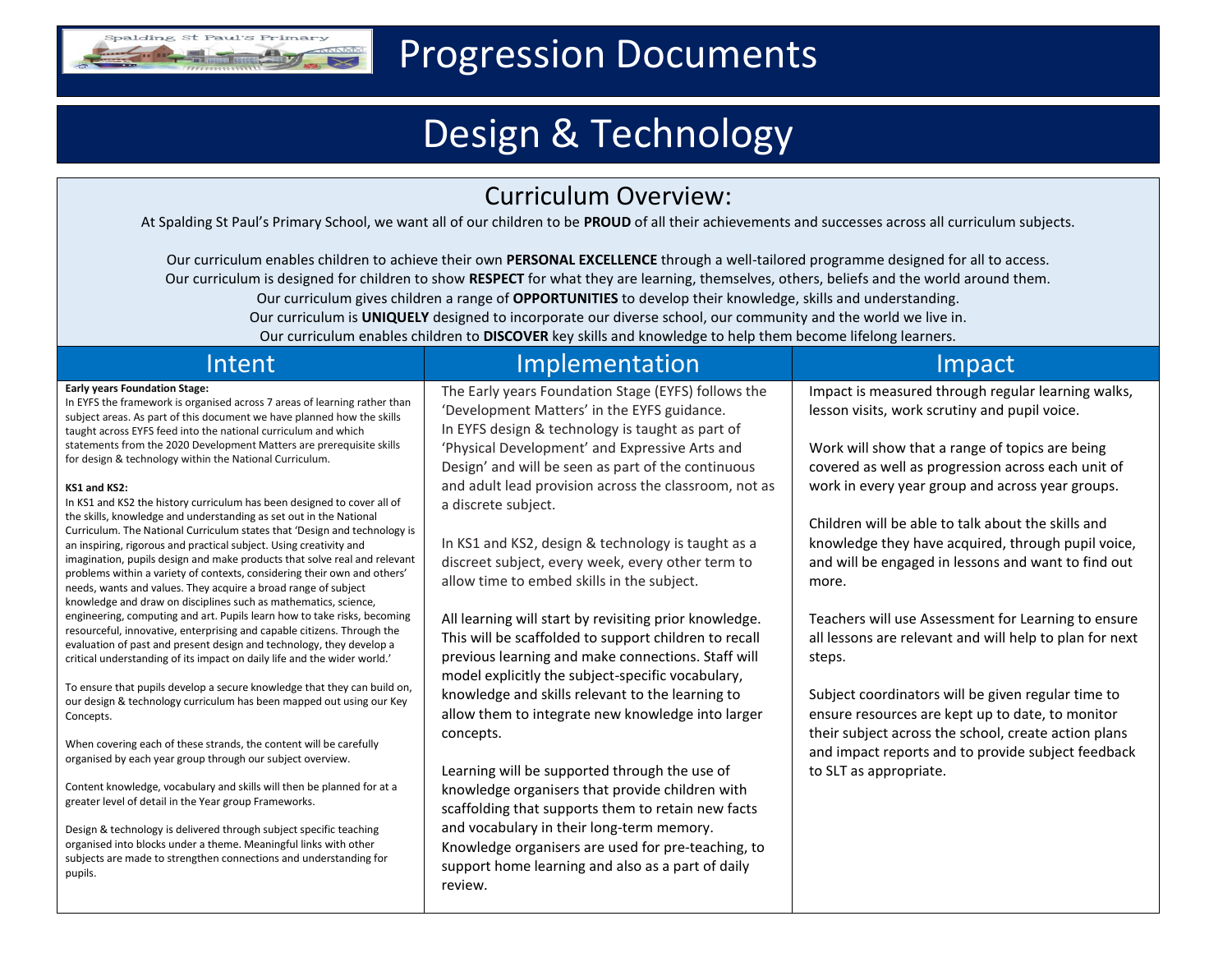# Progression Documents

# Design & Technology

## Curriculum Overview:

At Spalding St Paul's Primary School, we want all of our children to be **PROUD** of all their achievements and successes across all curriculum subjects.

Our curriculum enables children to achieve their own **PERSONAL EXCELLENCE** through a well-tailored programme designed for all to access.
Our curriculum is designed for children to show **RESPECT** for what they are learning, themselves, others, beliefs and the world around them.
Our curriculum gives children a range of **OPPORTUNITIES** to develop their knowledge, skills and understanding.
Our curriculum is **UNIQUELY** designed to incorporate our diverse school, our community and the world we live in.
Our curriculum enables children to **DISCOVER** key skills and knowledge to help them become lifelong learners.

## Intent

**Early years Foundation Stage:**
In EYFS the framework is organised across 7 areas of learning rather than subject areas. As part of this document we have planned how the skills taught across EYFS feed into the national curriculum and which statements from the 2020 Development Matters are prerequisite skills for design & technology within the National Curriculum.

**KS1 and KS2:**
In KS1 and KS2 the history curriculum has been designed to cover all of the skills, knowledge and understanding as set out in the National Curriculum. The National Curriculum states that 'Design and technology is an inspiring, rigorous and practical subject. Using creativity and imagination, pupils design and make products that solve real and relevant problems within a variety of contexts, considering their own and others' needs, wants and values. They acquire a broad range of subject knowledge and draw on disciplines such as mathematics, science, engineering, computing and art. Pupils learn how to take risks, becoming resourceful, innovative, enterprising and capable citizens. Through the evaluation of past and present design and technology, they develop a critical understanding of its impact on daily life and the wider world.'

To ensure that pupils develop a secure knowledge that they can build on, our design & technology curriculum has been mapped out using our Key Concepts.

When covering each of these strands, the content will be carefully organised by each year group through our subject overview.

Content knowledge, vocabulary and skills will then be planned for at a greater level of detail in the Year group Frameworks.

Design & technology is delivered through subject specific teaching organised into blocks under a theme. Meaningful links with other subjects are made to strengthen connections and understanding for pupils.

## Implementation

The Early years Foundation Stage (EYFS) follows the 'Development Matters' in the EYFS guidance.
In EYFS design & technology is taught as part of 'Physical Development' and Expressive Arts and Design' and will be seen as part of the continuous and adult lead provision across the classroom, not as a discrete subject.

In KS1 and KS2, design & technology is taught as a discreet subject, every week, every other term to allow time to embed skills in the subject.

All learning will start by revisiting prior knowledge. This will be scaffolded to support children to recall previous learning and make connections. Staff will model explicitly the subject-specific vocabulary, knowledge and skills relevant to the learning to allow them to integrate new knowledge into larger concepts.

Learning will be supported through the use of knowledge organisers that provide children with scaffolding that supports them to retain new facts and vocabulary in their long-term memory.
Knowledge organisers are used for pre-teaching, to support home learning and also as a part of daily review.

## Impact

Impact is measured through regular learning walks, lesson visits, work scrutiny and pupil voice.

Work will show that a range of topics are being covered as well as progression across each unit of work in every year group and across year groups.

Children will be able to talk about the skills and knowledge they have acquired, through pupil voice, and will be engaged in lessons and want to find out more.

Teachers will use Assessment for Learning to ensure all lessons are relevant and will help to plan for next steps.

Subject coordinators will be given regular time to ensure resources are kept up to date, to monitor their subject across the school, create action plans and impact reports and to provide subject feedback to SLT as appropriate.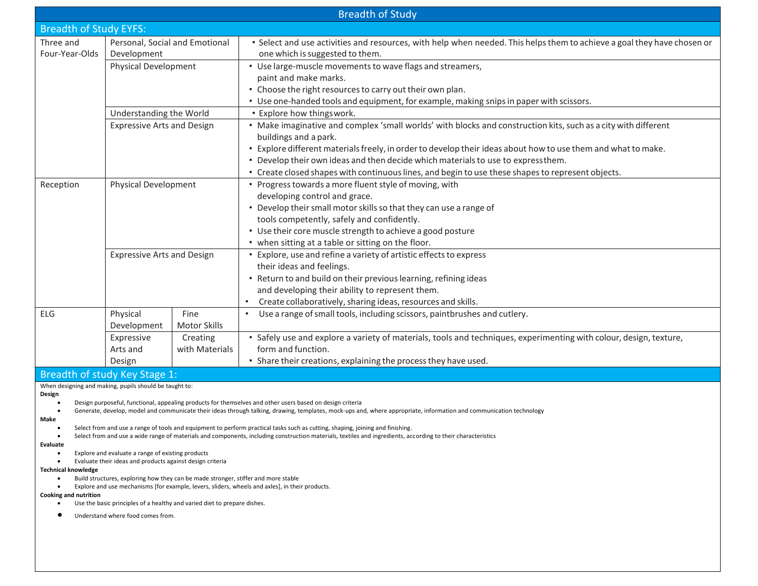# Breadth of Study

## Breadth of Study EYFS:

| | | | |
|---|---|---|---|
| Three and Four-Year-Olds | Personal, Social and Emotional Development | | • Select and use activities and resources, with help when needed. This helps them to achieve a goal they have chosen or one which is suggested to them. |
| | Physical Development | | • Use large-muscle movements to wave flags and streamers, paint and make marks.<br>• Choose the right resources to carry out their own plan.<br>• Use one-handed tools and equipment, for example, making snips in paper with scissors. |
| | Understanding the World | | • Explore how things work. |
| | Expressive Arts and Design | | • Make imaginative and complex 'small worlds' with blocks and construction kits, such as a city with different buildings and a park.<br>• Explore different materials freely, in order to develop their ideas about how to use them and what to make.<br>• Develop their own ideas and then decide which materials to use to express them.<br>• Create closed shapes with continuous lines, and begin to use these shapes to represent objects. |
| Reception | Physical Development | | • Progress towards a more fluent style of moving, with developing control and grace.<br>• Develop their small motor skills so that they can use a range of tools competently, safely and confidently.<br>• Use their core muscle strength to achieve a good posture<br>• when sitting at a table or sitting on the floor. |
| | Expressive Arts and Design | | • Explore, use and refine a variety of artistic effects to express their ideas and feelings.<br>• Return to and build on their previous learning, refining ideas and developing their ability to represent them.<br>• Create collaboratively, sharing ideas, resources and skills. |
| ELG | Physical Development | Fine Motor Skills | • Use a range of small tools, including scissors, paintbrushes and cutlery. |
| | Expressive Arts and Design | Creating with Materials | • Safely use and explore a variety of materials, tools and techniques, experimenting with colour, design, texture, form and function.<br>• Share their creations, explaining the process they have used. |

## Breadth of study Key Stage 1:

When designing and making, pupils should be taught to:

**Design**

- Design purposeful, functional, appealing products for themselves and other users based on design criteria
- Generate, develop, model and communicate their ideas through talking, drawing, templates, mock-ups and, where appropriate, information and communication technology

**Make**

- Select from and use a range of tools and equipment to perform practical tasks such as cutting, shaping, joining and finishing.
- Select from and use a wide range of materials and components, including construction materials, textiles and ingredients, according to their characteristics

**Evaluate**

- Explore and evaluate a range of existing products
- Evaluate their ideas and products against design criteria

**Technical knowledge**

- Build structures, exploring how they can be made stronger, stiffer and more stable
- Explore and use mechanisms [for example, levers, sliders, wheels and axles], in their products.

**Cooking and nutrition**

- Use the basic principles of a healthy and varied diet to prepare dishes.
- Understand where food comes from.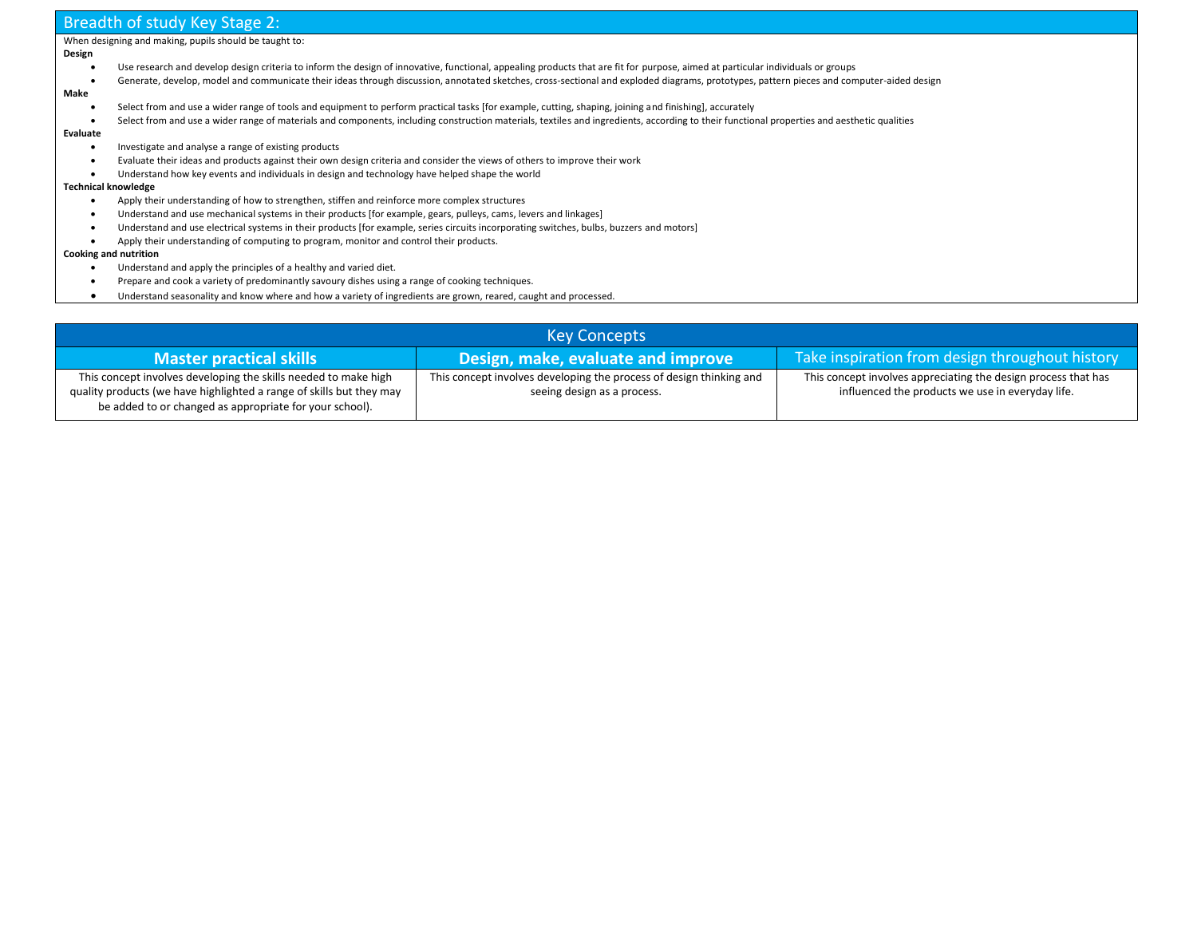## Breadth of study Key Stage 2:

When designing and making, pupils should be taught to:

**Design**

- Use research and develop design criteria to inform the design of innovative, functional, appealing products that are fit for purpose, aimed at particular individuals or groups
- Generate, develop, model and communicate their ideas through discussion, annotated sketches, cross-sectional and exploded diagrams, prototypes, pattern pieces and computer-aided design

**Make**

- Select from and use a wider range of tools and equipment to perform practical tasks [for example, cutting, shaping, joining and finishing], accurately
- Select from and use a wider range of materials and components, including construction materials, textiles and ingredients, according to their functional properties and aesthetic qualities

**Evaluate**

- Investigate and analyse a range of existing products
- Evaluate their ideas and products against their own design criteria and consider the views of others to improve their work
- Understand how key events and individuals in design and technology have helped shape the world

**Technical knowledge**

- Apply their understanding of how to strengthen, stiffen and reinforce more complex structures
- Understand and use mechanical systems in their products [for example, gears, pulleys, cams, levers and linkages]
- Understand and use electrical systems in their products [for example, series circuits incorporating switches, bulbs, buzzers and motors]
- Apply their understanding of computing to program, monitor and control their products.

**Cooking and nutrition**

- Understand and apply the principles of a healthy and varied diet.
- Prepare and cook a variety of predominantly savoury dishes using a range of cooking techniques.
- Understand seasonality and know where and how a variety of ingredients are grown, reared, caught and processed.

## Key Concepts

| **Master practical skills** | **Design, make, evaluate and improve** | Take inspiration from design throughout history |
|---|---|---|
| This concept involves developing the skills needed to make high quality products (we have highlighted a range of skills but they may be added to or changed as appropriate for your school). | This concept involves developing the process of design thinking and seeing design as a process. | This concept involves appreciating the design process that has influenced the products we use in everyday life. |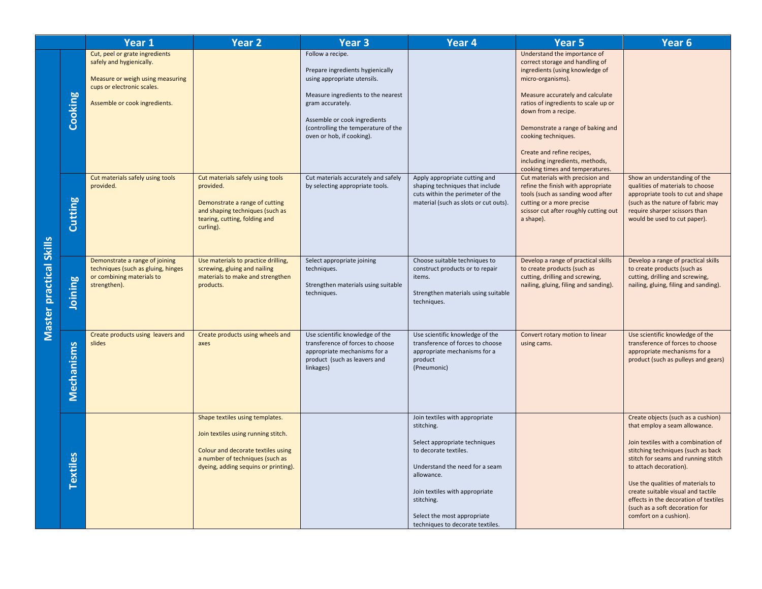| Master practical Skills | | Year 1 | Year 2 | Year 3 | Year 4 | Year 5 | Year 6 |
|---|---|---|---|---|---|---|---|
| | **Cooking** | Cut, peel or grate ingredients safely and hygienically.<br><br>Measure or weigh using measuring cups or electronic scales.<br><br>Assemble or cook ingredients. | | Follow a recipe.<br><br>Prepare ingredients hygienically using appropriate utensils.<br><br>Measure ingredients to the nearest gram accurately.<br><br>Assemble or cook ingredients (controlling the temperature of the oven or hob, if cooking). | | Understand the importance of correct storage and handling of ingredients (using knowledge of micro-organisms).<br><br>Measure accurately and calculate ratios of ingredients to scale up or down from a recipe.<br><br>Demonstrate a range of baking and cooking techniques.<br><br>Create and refine recipes, including ingredients, methods, cooking times and temperatures. | |
| | **Cutting** | Cut materials safely using tools provided. | Cut materials safely using tools provided.<br><br>Demonstrate a range of cutting and shaping techniques (such as tearing, cutting, folding and curling). | Cut materials accurately and safely by selecting appropriate tools. | Apply appropriate cutting and shaping techniques that include cuts within the perimeter of the material (such as slots or cut outs). | Cut materials with precision and refine the finish with appropriate tools (such as sanding wood after cutting or a more precise scissor cut after roughly cutting out a shape). | Show an understanding of the qualities of materials to choose appropriate tools to cut and shape (such as the nature of fabric may require sharper scissors than would be used to cut paper). |
| | **Joining** | Demonstrate a range of joining techniques (such as gluing, hinges or combining materials to strengthen). | Use materials to practice drilling, screwing, gluing and nailing materials to make and strengthen products. | Select appropriate joining techniques.<br><br>Strengthen materials using suitable techniques. | Choose suitable techniques to construct products or to repair items.<br><br>Strengthen materials using suitable techniques. | Develop a range of practical skills to create products (such as cutting, drilling and screwing, nailing, gluing, filing and sanding). | Develop a range of practical skills to create products (such as cutting, drilling and screwing, nailing, gluing, filing and sanding). |
| | **Mechanisms** | Create products using leavers and slides | Create products using wheels and axes | Use scientific knowledge of the transference of forces to choose appropriate mechanisms for a product (such as leavers and linkages) | Use scientific knowledge of the transference of forces to choose appropriate mechanisms for a product<br>(Pneumonic) | Convert rotary motion to linear using cams. | Use scientific knowledge of the transference of forces to choose appropriate mechanisms for a product (such as pulleys and gears) |
| | **Textiles** | | Shape textiles using templates.<br><br>Join textiles using running stitch.<br><br>Colour and decorate textiles using a number of techniques (such as dyeing, adding sequins or printing). | | Join textiles with appropriate stitching.<br><br>Select appropriate techniques to decorate textiles.<br><br>Understand the need for a seam allowance.<br><br>Join textiles with appropriate stitching.<br><br>Select the most appropriate techniques to decorate textiles. | | Create objects (such as a cushion) that employ a seam allowance.<br><br>Join textiles with a combination of stitching techniques (such as back stitch for seams and running stitch to attach decoration).<br><br>Use the qualities of materials to create suitable visual and tactile effects in the decoration of textiles (such as a soft decoration for comfort on a cushion). |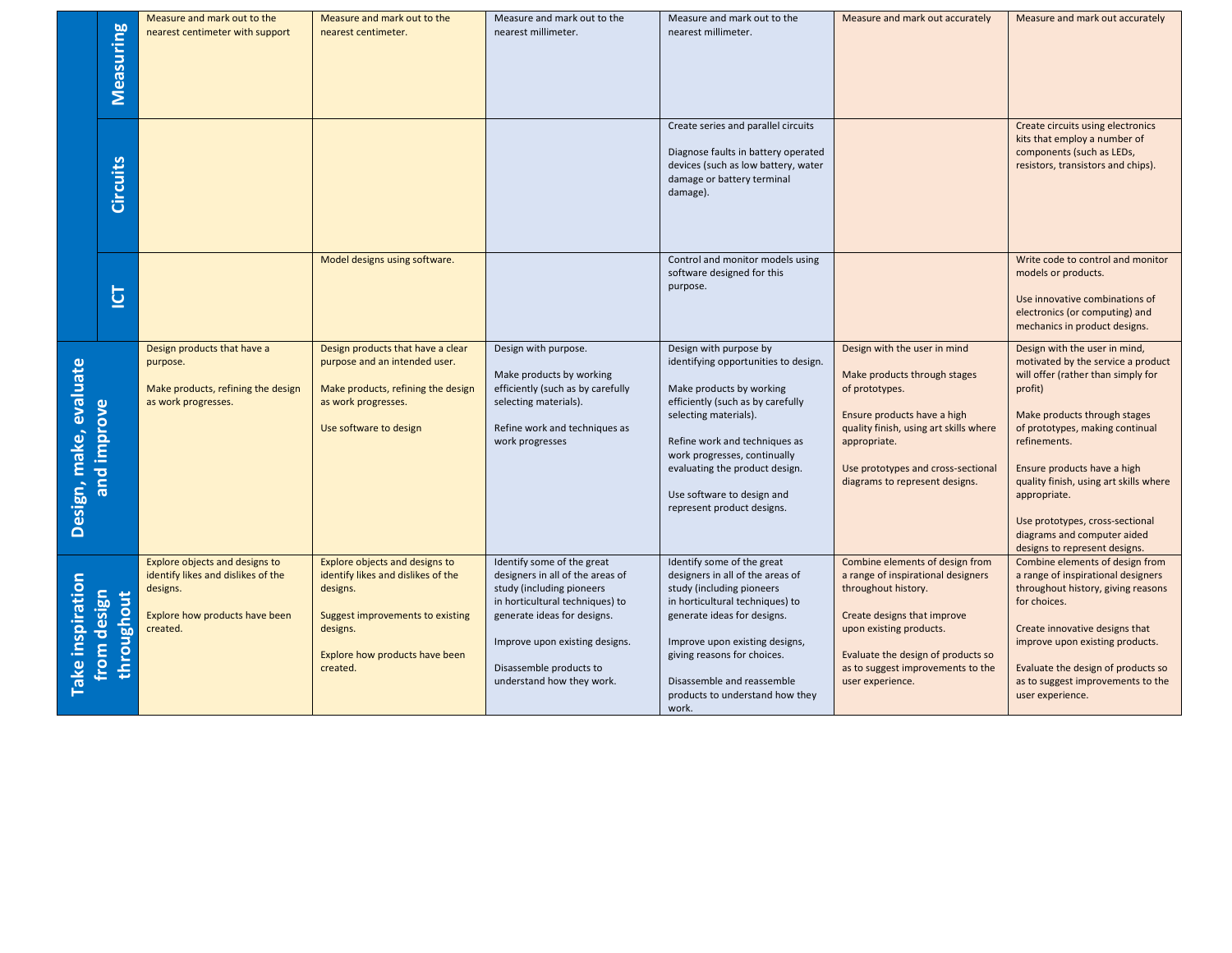| | | | | | | | |
|---|---|---|---|---|---|---|---|
| | Measuring | Measure and mark out to the nearest centimeter with support | Measure and mark out to the nearest centimeter. | Measure and mark out to the nearest millimeter. | Measure and mark out to the nearest millimeter. | Measure and mark out accurately | Measure and mark out accurately |
| | Circuits | | | | Create series and parallel circuits<br><br>Diagnose faults in battery operated devices (such as low battery, water damage or battery terminal damage). | | Create circuits using electronics kits that employ a number of components (such as LEDs, resistors, transistors and chips). |
| | ICT | | Model designs using software. | | Control and monitor models using software designed for this purpose. | | Write code to control and monitor models or products.<br><br>Use innovative combinations of electronics (or computing) and mechanics in product designs. |
| Design, make, evaluate and improve | | Design products that have a purpose.<br><br>Make products, refining the design as work progresses. | Design products that have a clear purpose and an intended user.<br><br>Make products, refining the design as work progresses.<br><br>Use software to design | Design with purpose.<br><br>Make products by working efficiently (such as by carefully selecting materials).<br><br>Refine work and techniques as work progresses | Design with purpose by identifying opportunities to design.<br><br>Make products by working efficiently (such as by carefully selecting materials).<br><br>Refine work and techniques as work progresses, continually evaluating the product design.<br><br>Use software to design and represent product designs. | Design with the user in mind<br><br>Make products through stages of prototypes.<br><br>Ensure products have a high quality finish, using art skills where appropriate.<br><br>Use prototypes and cross-sectional diagrams to represent designs. | Design with the user in mind, motivated by the service a product will offer (rather than simply for profit)<br><br>Make products through stages of prototypes, making continual refinements.<br><br>Ensure products have a high quality finish, using art skills where appropriate.<br><br>Use prototypes, cross-sectional diagrams and computer aided designs to represent designs. |
| Take inspiration from design throughout | | Explore objects and designs to identify likes and dislikes of the designs.<br><br>Explore how products have been created. | Explore objects and designs to identify likes and dislikes of the designs.<br><br>Suggest improvements to existing designs.<br><br>Explore how products have been created. | Identify some of the great designers in all of the areas of study (including pioneers in horticultural techniques) to generate ideas for designs.<br><br>Improve upon existing designs.<br><br>Disassemble products to understand how they work. | Identify some of the great designers in all of the areas of study (including pioneers in horticultural techniques) to generate ideas for designs.<br><br>Improve upon existing designs, giving reasons for choices.<br><br>Disassemble and reassemble products to understand how they work. | Combine elements of design from a range of inspirational designers throughout history.<br><br>Create designs that improve upon existing products.<br><br>Evaluate the design of products so as to suggest improvements to the user experience. | Combine elements of design from a range of inspirational designers throughout history, giving reasons for choices.<br><br>Create innovative designs that improve upon existing products.<br><br>Evaluate the design of products so as to suggest improvements to the user experience. |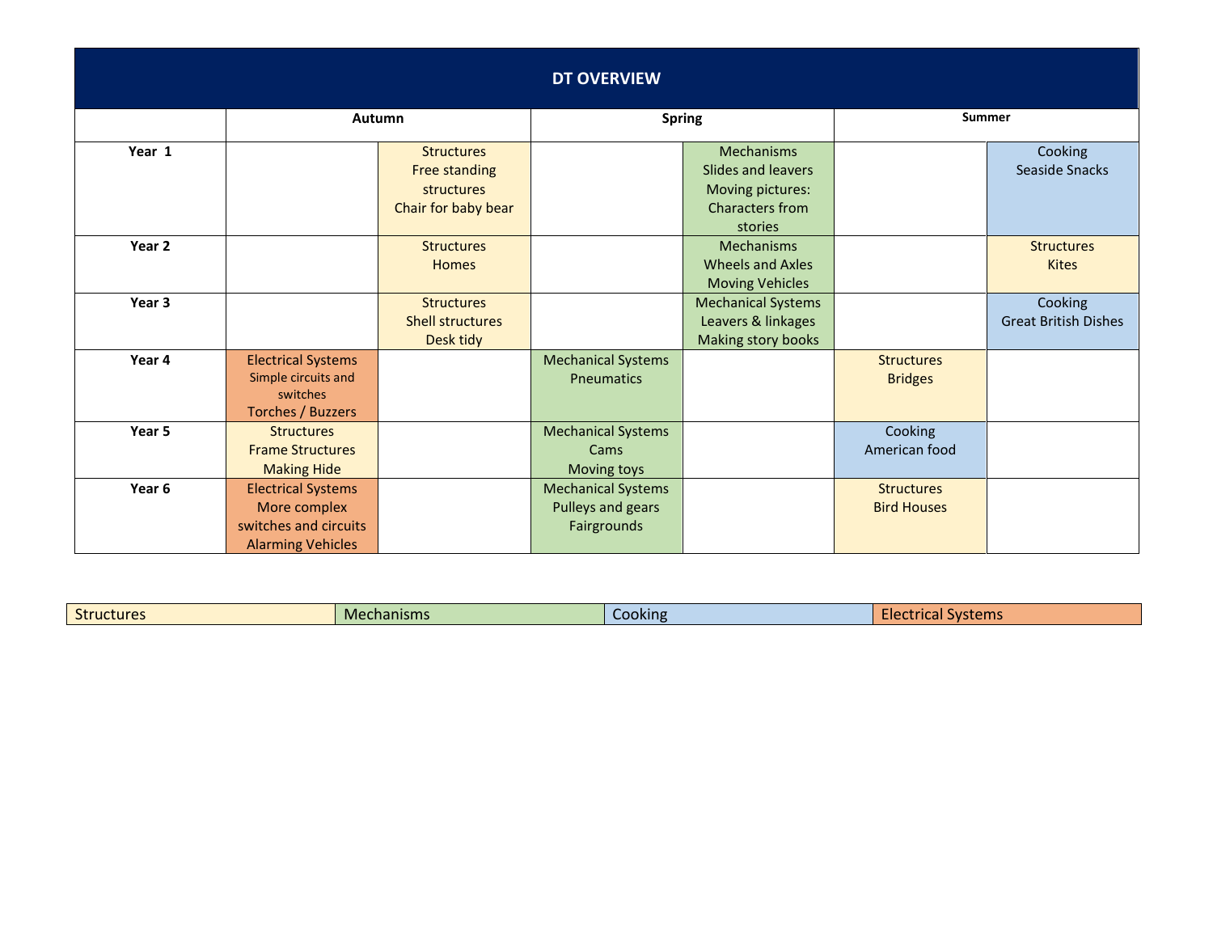# DT OVERVIEW

| | Autumn | | Spring | | Summer | |
|---|---|---|---|---|---|---|
| **Year 1** | | Structures Free standing structures Chair for baby bear | | Mechanisms Slides and leavers Moving pictures: Characters from stories | | Cooking Seaside Snacks |
| **Year 2** | | Structures Homes | | Mechanisms Wheels and Axles Moving Vehicles | | Structures Kites |
| **Year 3** | | Structures Shell structures Desk tidy | | Mechanical Systems Leavers & linkages Making story books | | Cooking Great British Dishes |
| **Year 4** | Electrical Systems Simple circuits and switches Torches / Buzzers | | Mechanical Systems Pneumatics | | Structures Bridges | |
| **Year 5** | Structures Frame Structures Making Hide | | Mechanical Systems Cams Moving toys | | Cooking American food | |
| **Year 6** | Electrical Systems More complex switches and circuits Alarming Vehicles | | Mechanical Systems Pulleys and gears Fairgrounds | | Structures Bird Houses | |

| | | | |
|---|---|---|---|
| Structures | Mechanisms | Cooking | Electrical Systems |